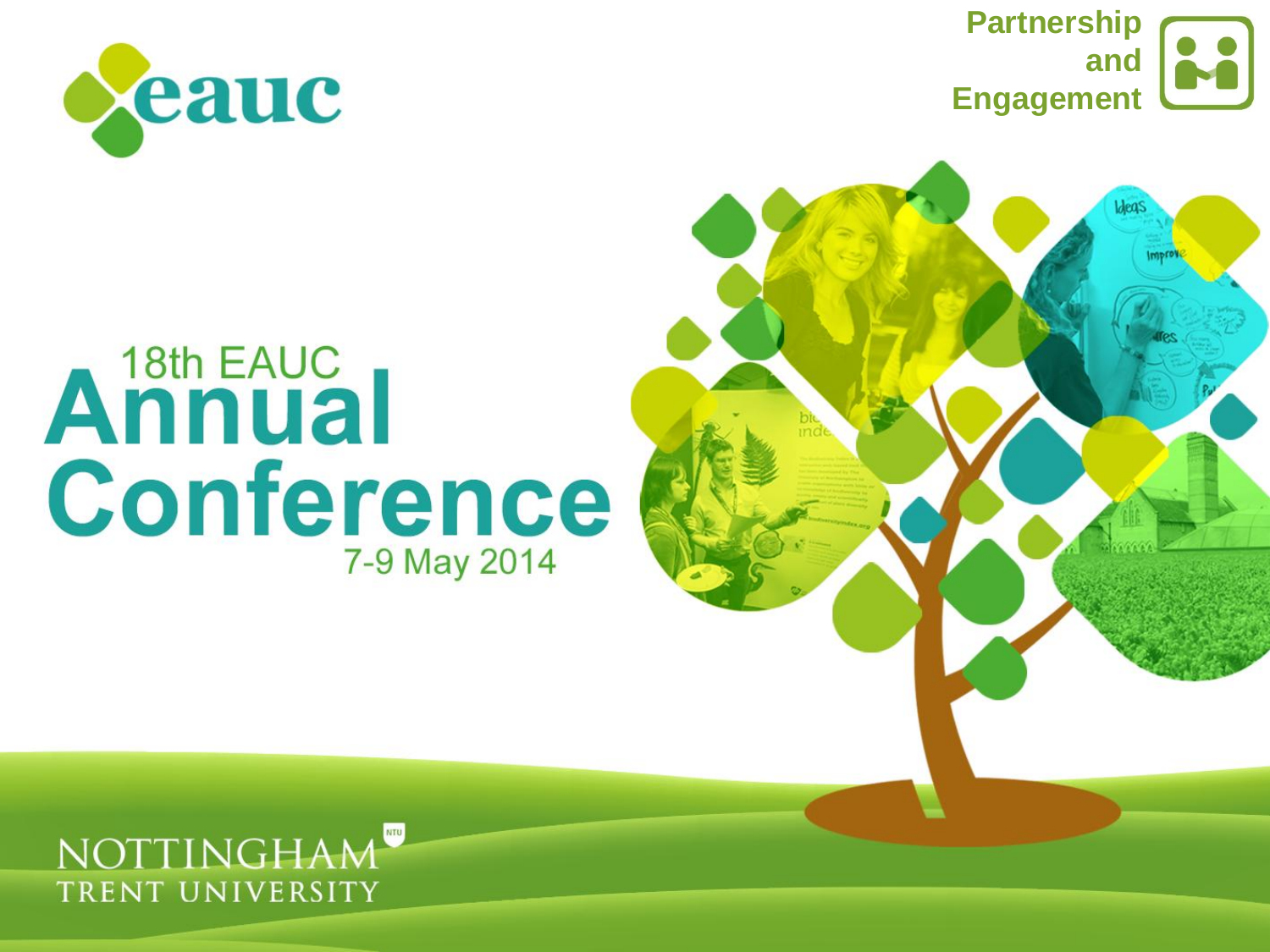eauc

Partnership and Engagement

# 18th EAUC Annual Conference

7-9 May 2014

NOTTINGHAM TRENT UNIVERSITY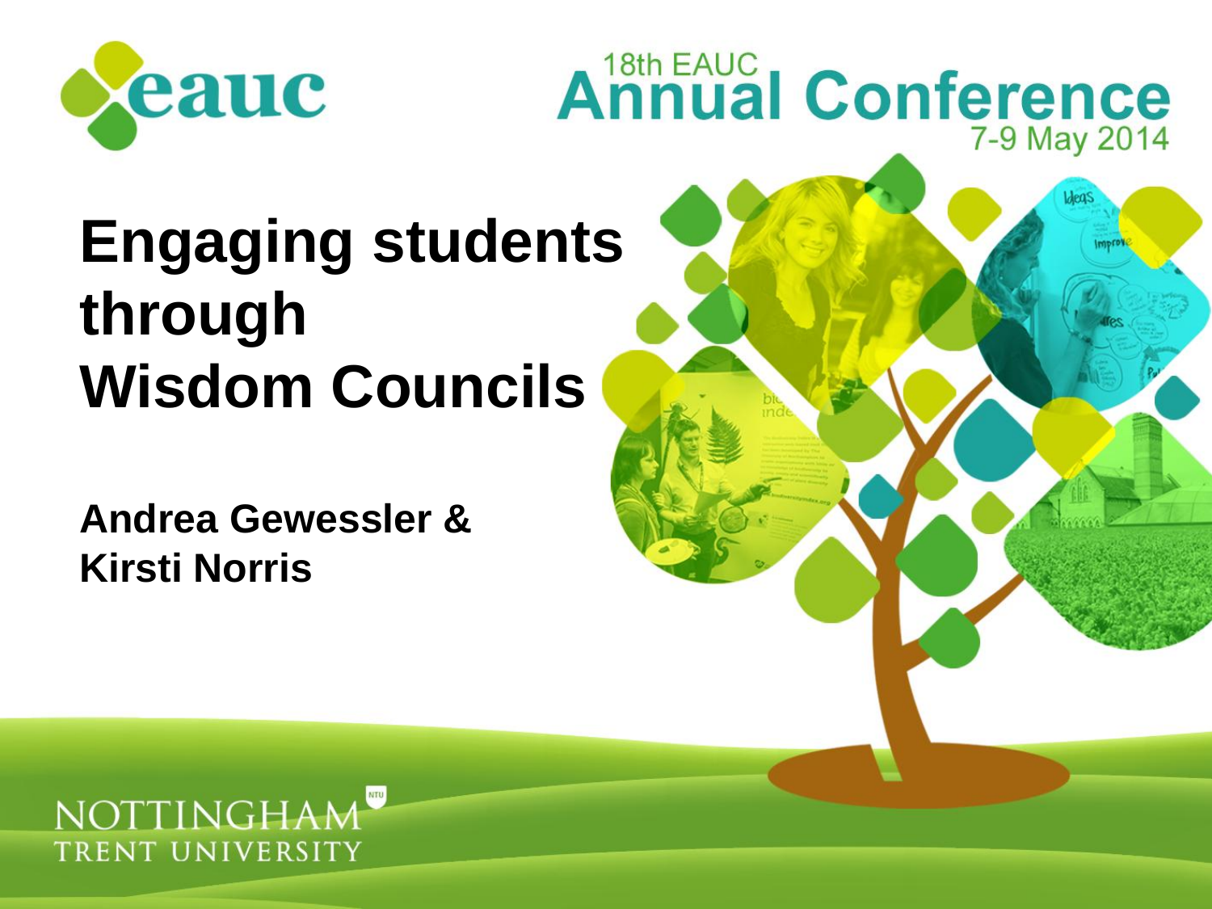eauc

18th EAUC Annual Conference 7-9 May 2014

# Engaging students through Wisdom Councils

**Andrea Gewessler & Kirsti Norris**

NOTTINGHAM TRENT UNIVERSITY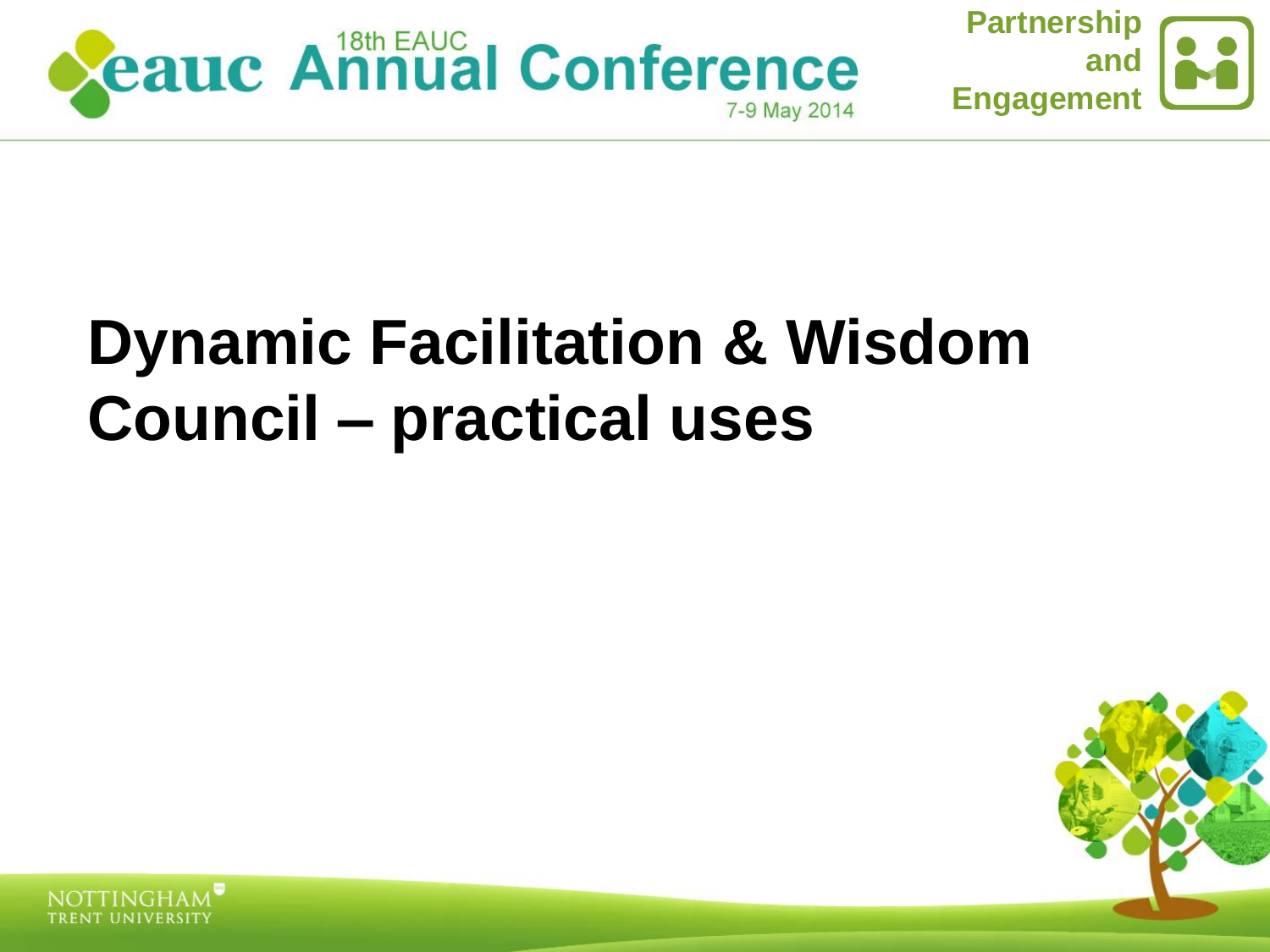# Dynamic Facilitation & Wisdom Council – practical uses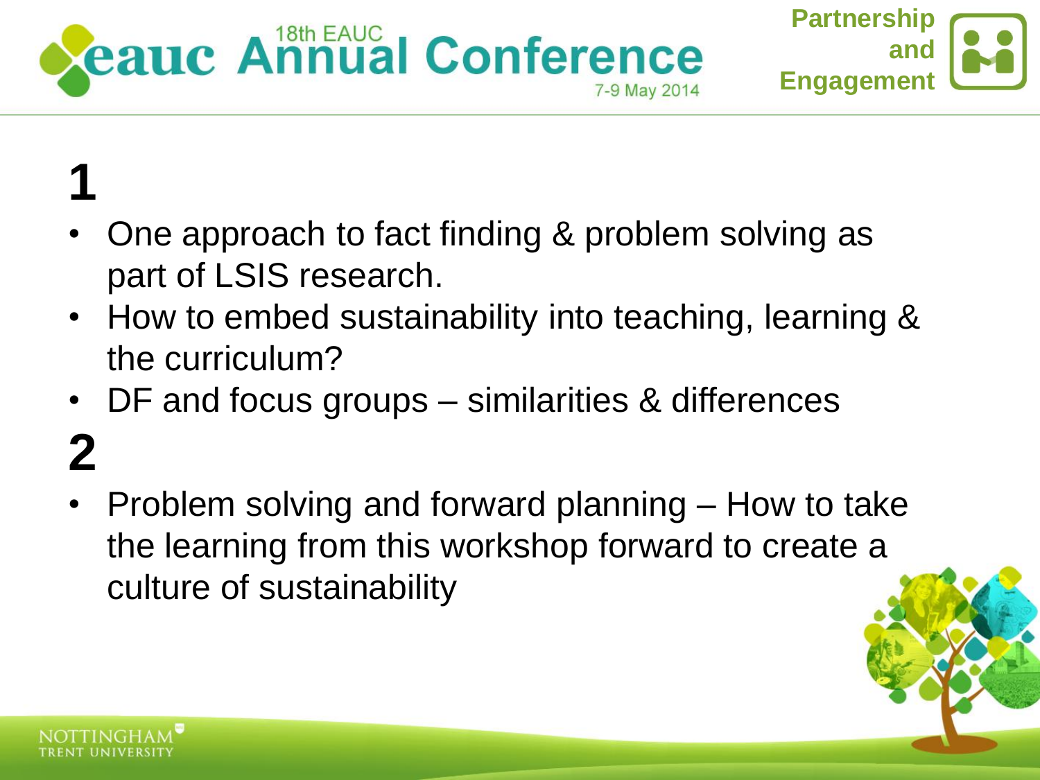# 1

- One approach to fact finding & problem solving as part of LSIS research.
- How to embed sustainability into teaching, learning & the curriculum?
- DF and focus groups – similarities & differences

# 2

- Problem solving and forward planning – How to take the learning from this workshop forward to create a culture of sustainability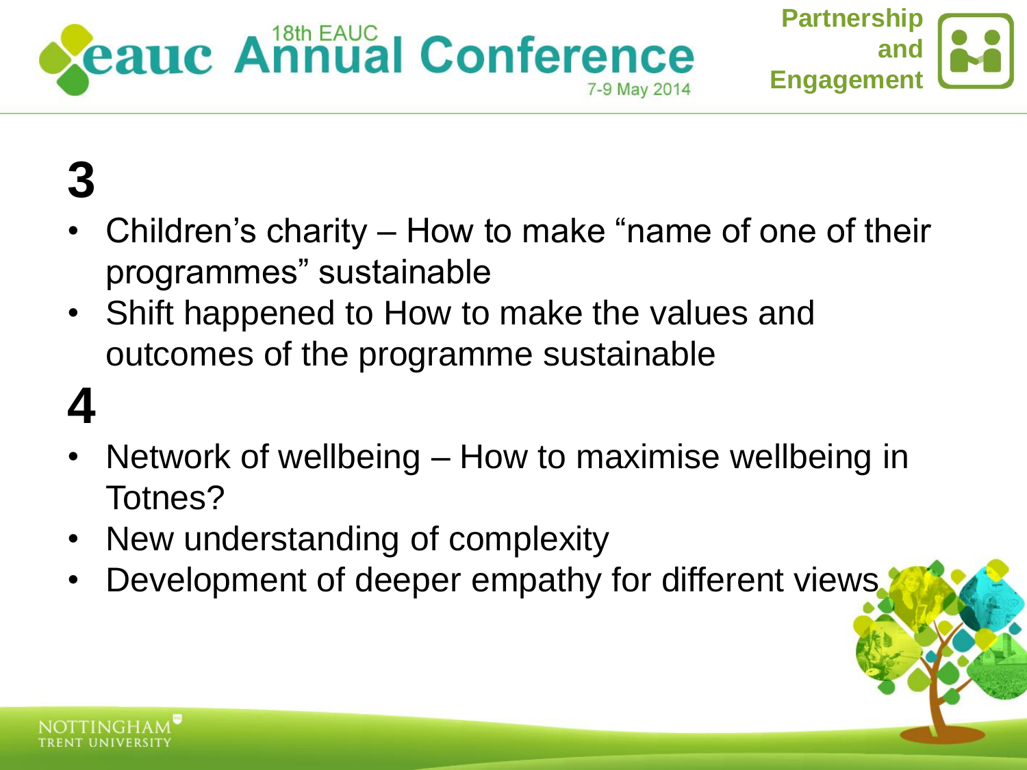# 3

- Children's charity – How to make "name of one of their programmes" sustainable
- Shift happened to How to make the values and outcomes of the programme sustainable

# 4

- Network of wellbeing – How to maximise wellbeing in Totnes?
- New understanding of complexity
- Development of deeper empathy for different views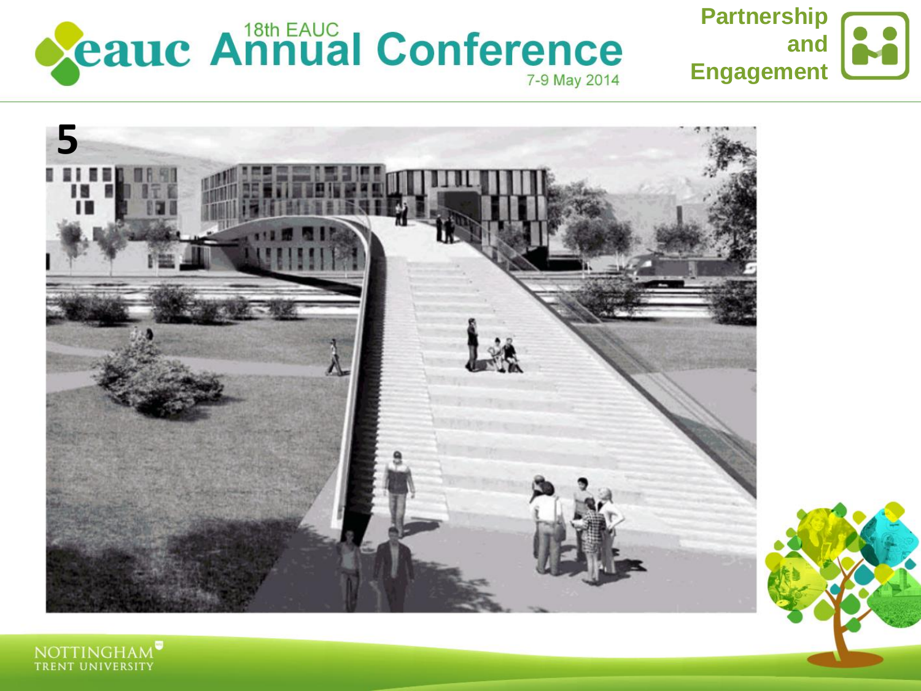5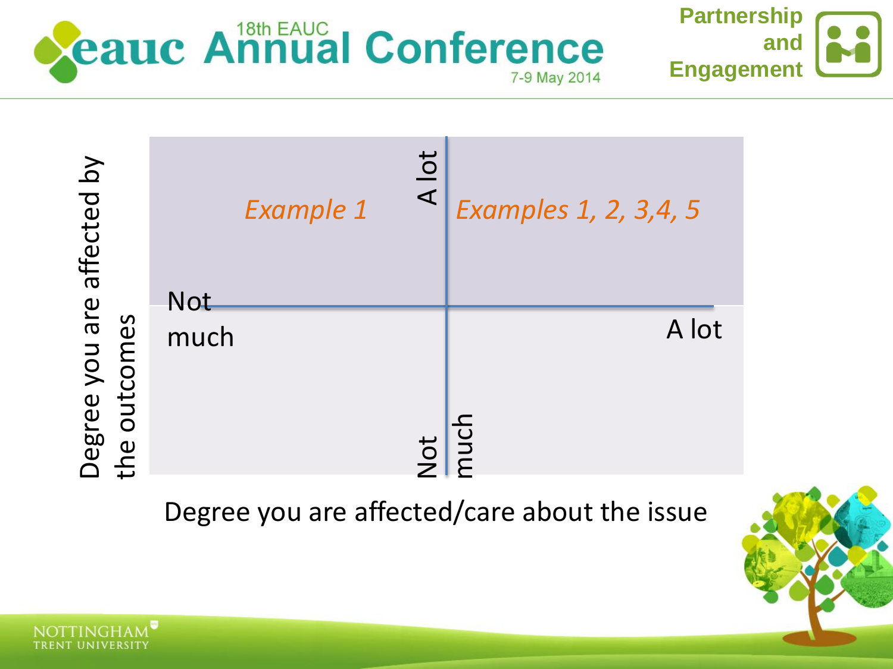Degree you are affected by the outcomes

| | Not much (care about the issue) | A lot (care about the issue) |
|---|---|---|
| **A lot** (affected by outcomes) | *Example 1* | *Examples 1, 2, 3,4, 5* |
| **Not much** (affected by outcomes) | | |

Degree you are affected/care about the issue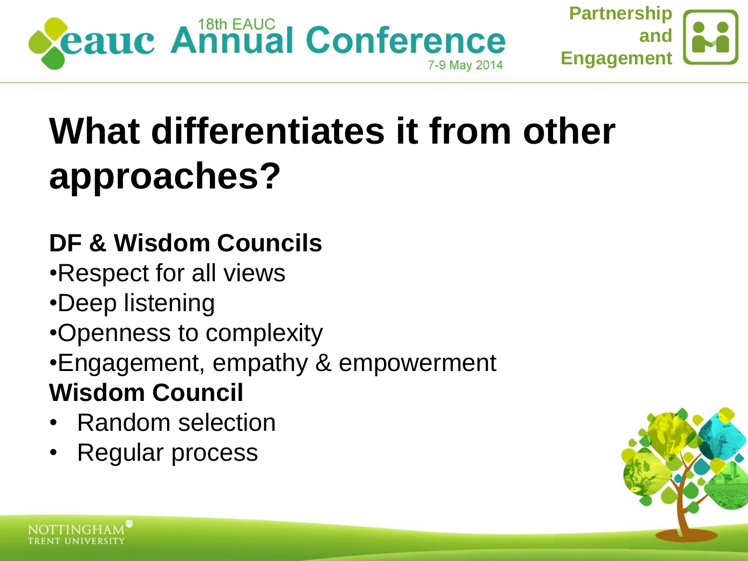# What differentiates it from other approaches?

**DF & Wisdom Councils**

- Respect for all views
- Deep listening
- Openness to complexity
- Engagement, empathy & empowerment

**Wisdom Council**

- Random selection
- Regular process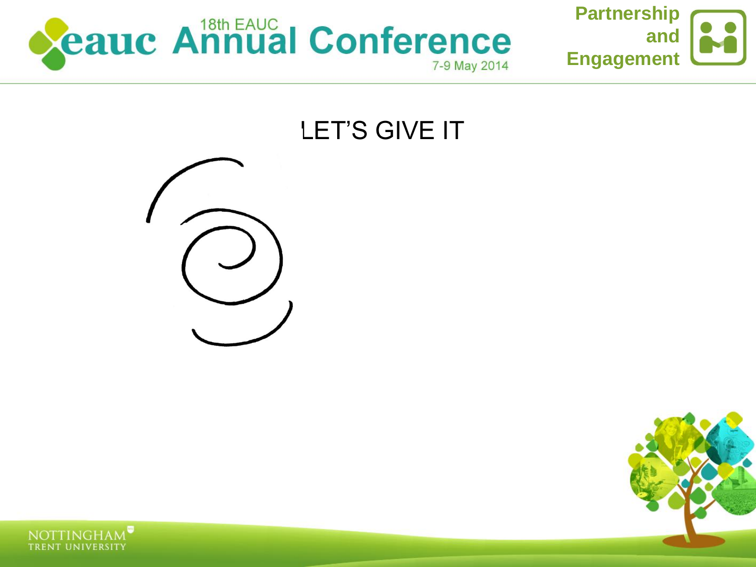LET'S GIVE IT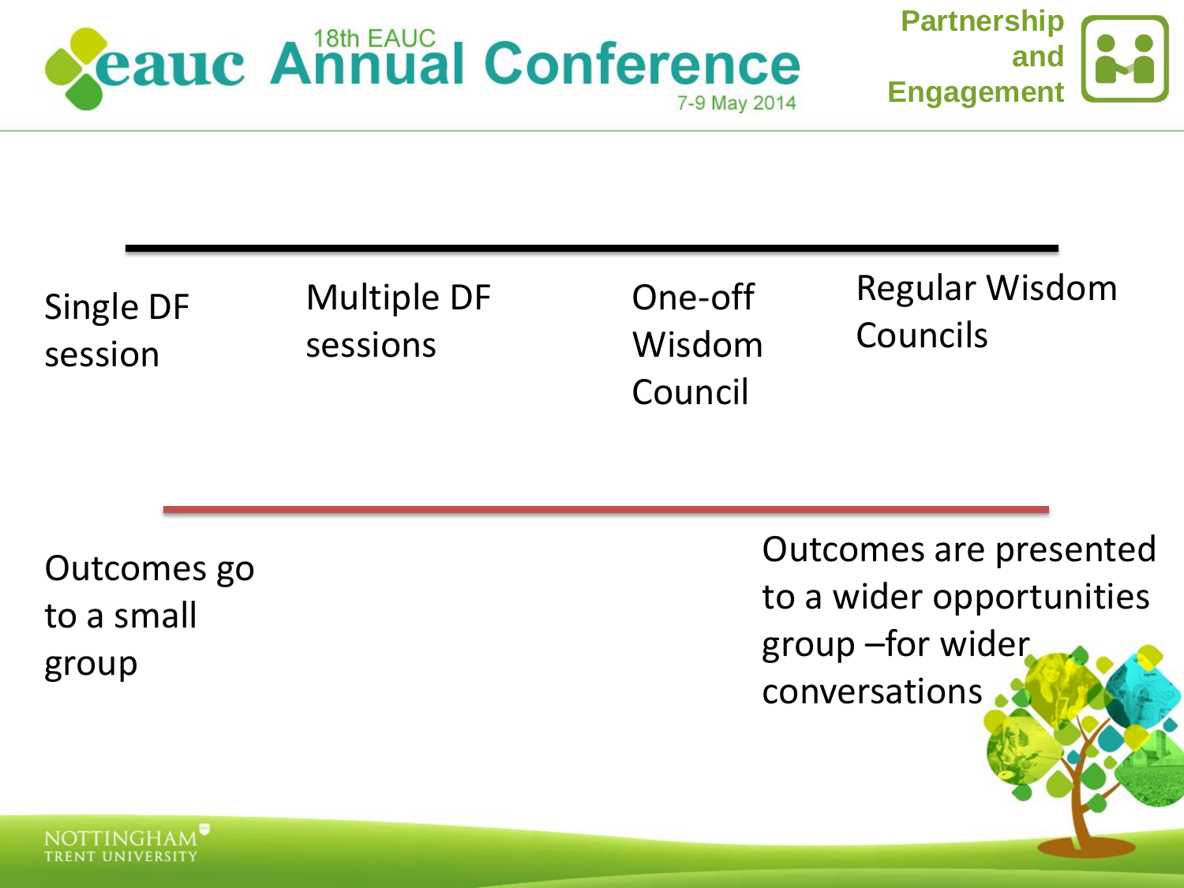Single DF session

Multiple DF sessions

One-off Wisdom Council

Regular Wisdom Councils

Outcomes go to a small group

Outcomes are presented to a wider opportunities group –for wider conversations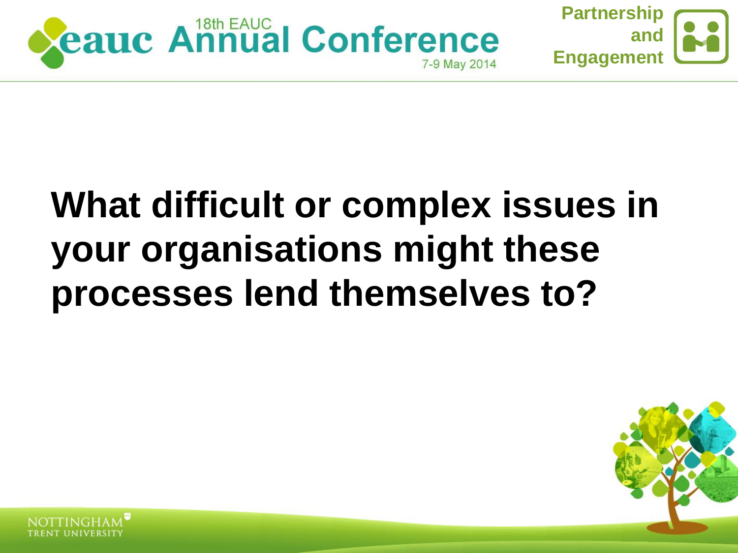# What difficult or complex issues in your organisations might these processes lend themselves to?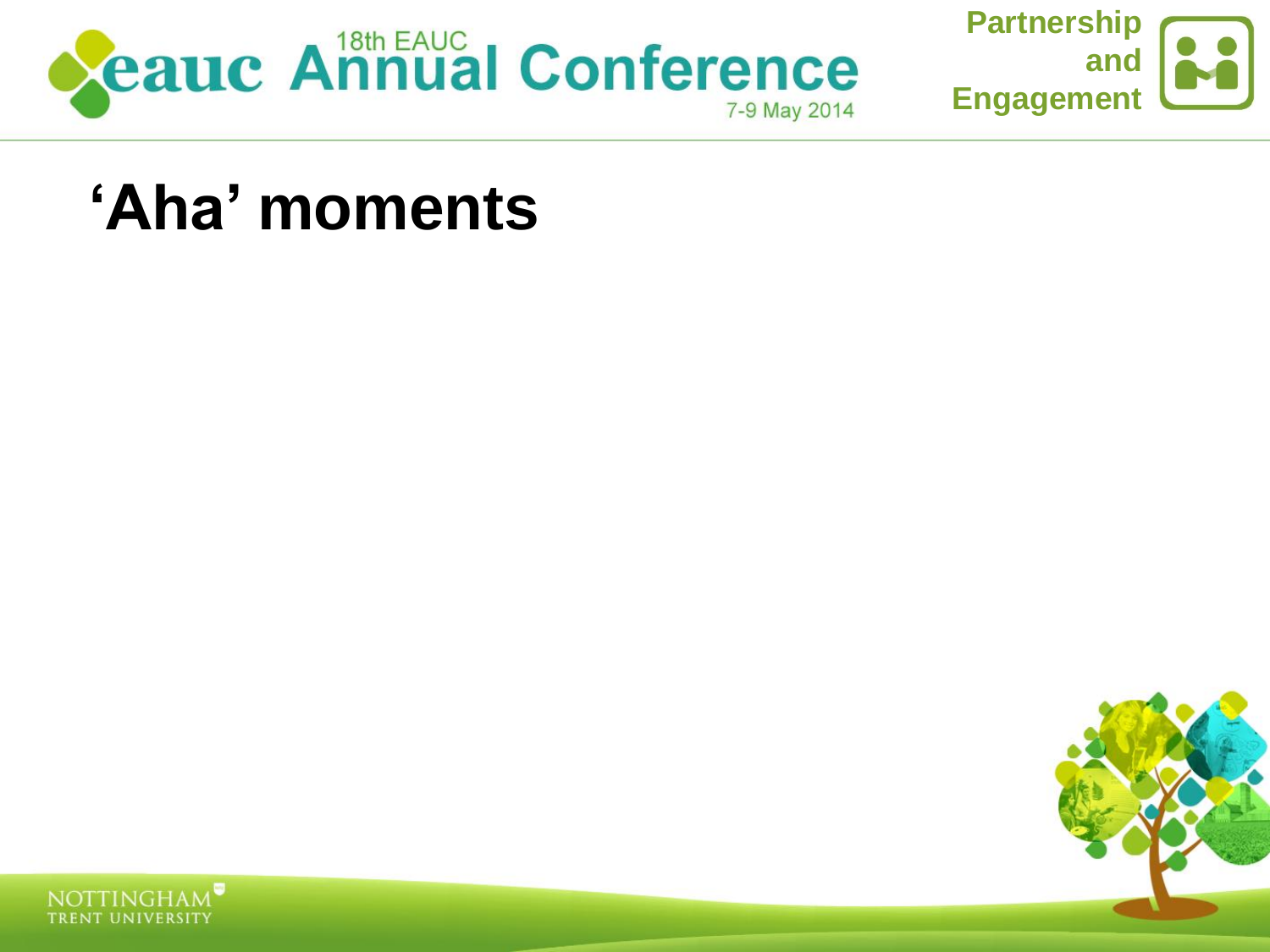# 'Aha' moments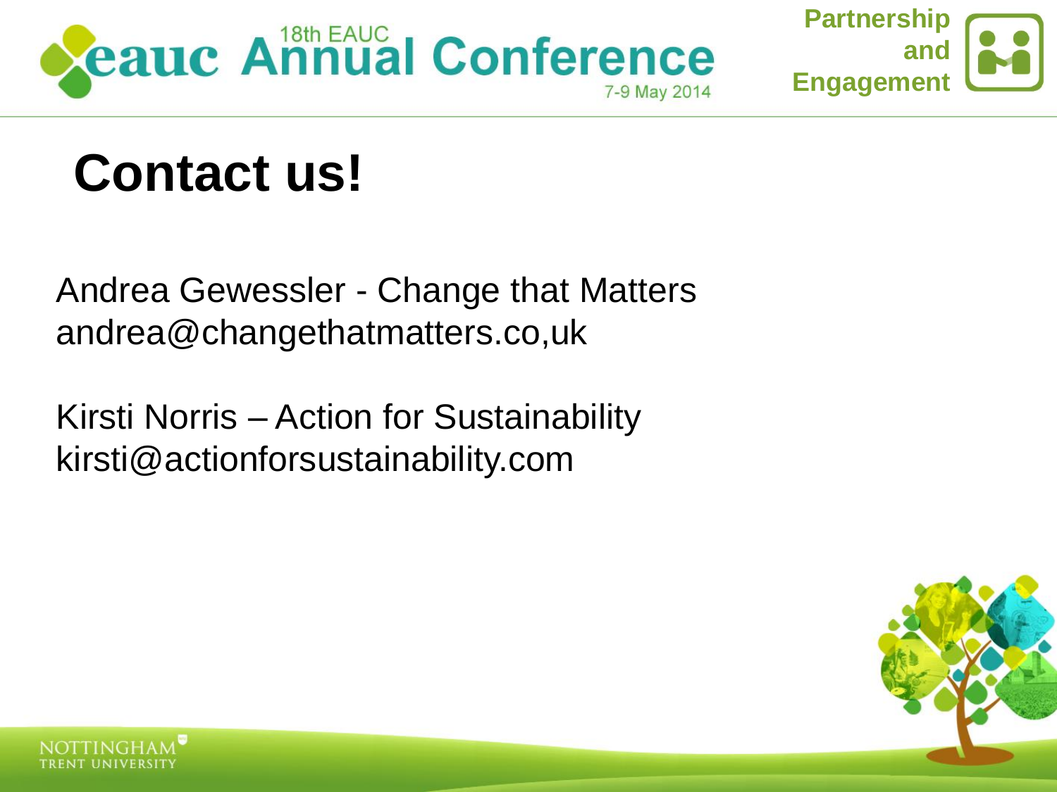# Contact us!

Andrea Gewessler - Change that Matters
andrea@changethatmatters.co,uk

Kirsti Norris – Action for Sustainability
kirsti@actionforsustainability.com